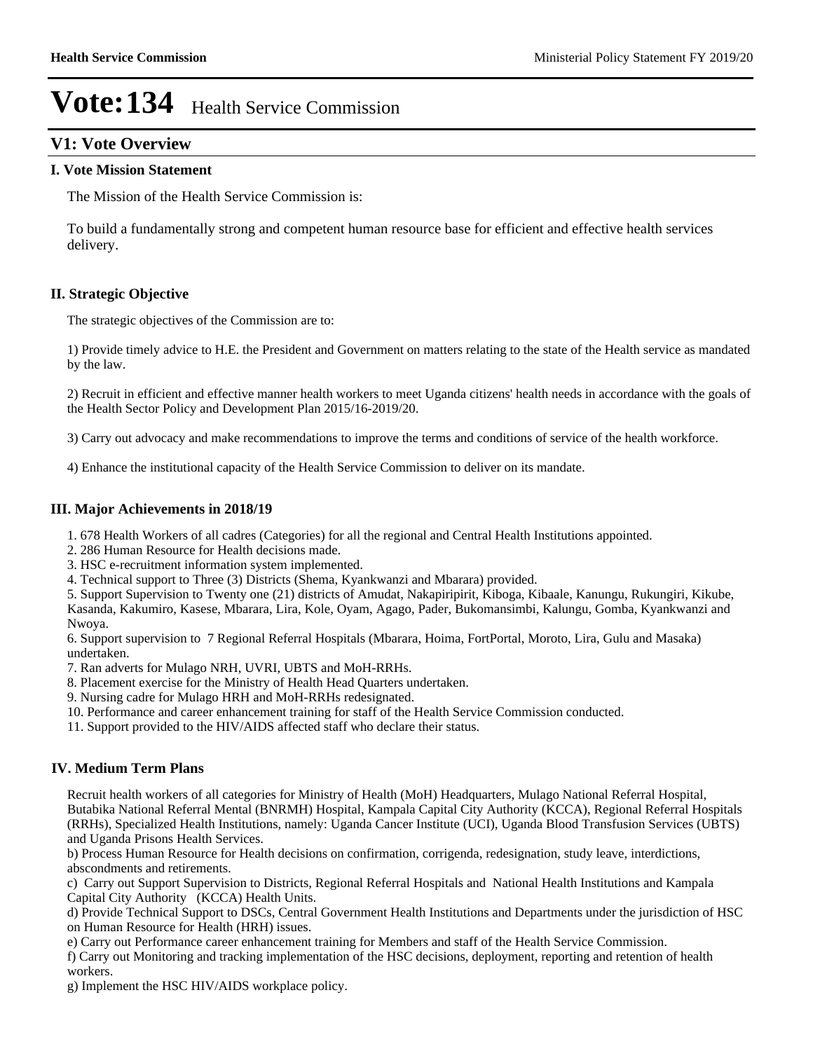# Vote:134 Health Service Commission

## V1: Vote Overview

### I. Vote Mission Statement

The Mission of the Health Service Commission is:

To build a fundamentally strong and competent human resource base for efficient and effective health services delivery.

### II. Strategic Objective

The strategic objectives of the Commission are to:

1) Provide timely advice to H.E. the President and Government on matters relating to the state of the Health service as mandated by the law.

2) Recruit in efficient and effective manner health workers to meet Uganda citizens' health needs in accordance with the goals of the Health Sector Policy and Development Plan 2015/16-2019/20.

3) Carry out advocacy and make recommendations to improve the terms and conditions of service of the health workforce.

4) Enhance the institutional capacity of the Health Service Commission to deliver on its mandate.

### III. Major Achievements in 2018/19

1. 678 Health Workers of all cadres (Categories) for all the regional and Central Health Institutions appointed.
2. 286 Human Resource for Health decisions made.
3. HSC e-recruitment information system implemented.
4. Technical support to Three (3) Districts (Shema, Kyankwanzi and Mbarara) provided.
5. Support Supervision to Twenty one (21) districts of Amudat, Nakapiripirit, Kiboga, Kibaale, Kanungu, Rukungiri, Kikube, Kasanda, Kakumiro, Kasese, Mbarara, Lira, Kole, Oyam, Agago, Pader, Bukomansimbi, Kalungu, Gomba, Kyankwanzi and Nwoya.
6. Support supervision to 7 Regional Referral Hospitals (Mbarara, Hoima, FortPortal, Moroto, Lira, Gulu and Masaka) undertaken.
7. Ran adverts for Mulago NRH, UVRI, UBTS and MoH-RRHs.
8. Placement exercise for the Ministry of Health Head Quarters undertaken.
9. Nursing cadre for Mulago HRH and MoH-RRHs redesignated.
10. Performance and career enhancement training for staff of the Health Service Commission conducted.
11. Support provided to the HIV/AIDS affected staff who declare their status.

### IV. Medium Term Plans

Recruit health workers of all categories for Ministry of Health (MoH) Headquarters, Mulago National Referral Hospital, Butabika National Referral Mental (BNRMH) Hospital, Kampala Capital City Authority (KCCA), Regional Referral Hospitals (RRHs), Specialized Health Institutions, namely: Uganda Cancer Institute (UCI), Uganda Blood Transfusion Services (UBTS) and Uganda Prisons Health Services.

b) Process Human Resource for Health decisions on confirmation, corrigenda, redesignation, study leave, interdictions, abscondments and retirements.

c) Carry out Support Supervision to Districts, Regional Referral Hospitals and National Health Institutions and Kampala Capital City Authority (KCCA) Health Units.

d) Provide Technical Support to DSCs, Central Government Health Institutions and Departments under the jurisdiction of HSC on Human Resource for Health (HRH) issues.

e) Carry out Performance career enhancement training for Members and staff of the Health Service Commission.

f) Carry out Monitoring and tracking implementation of the HSC decisions, deployment, reporting and retention of health workers.

g) Implement the HSC HIV/AIDS workplace policy.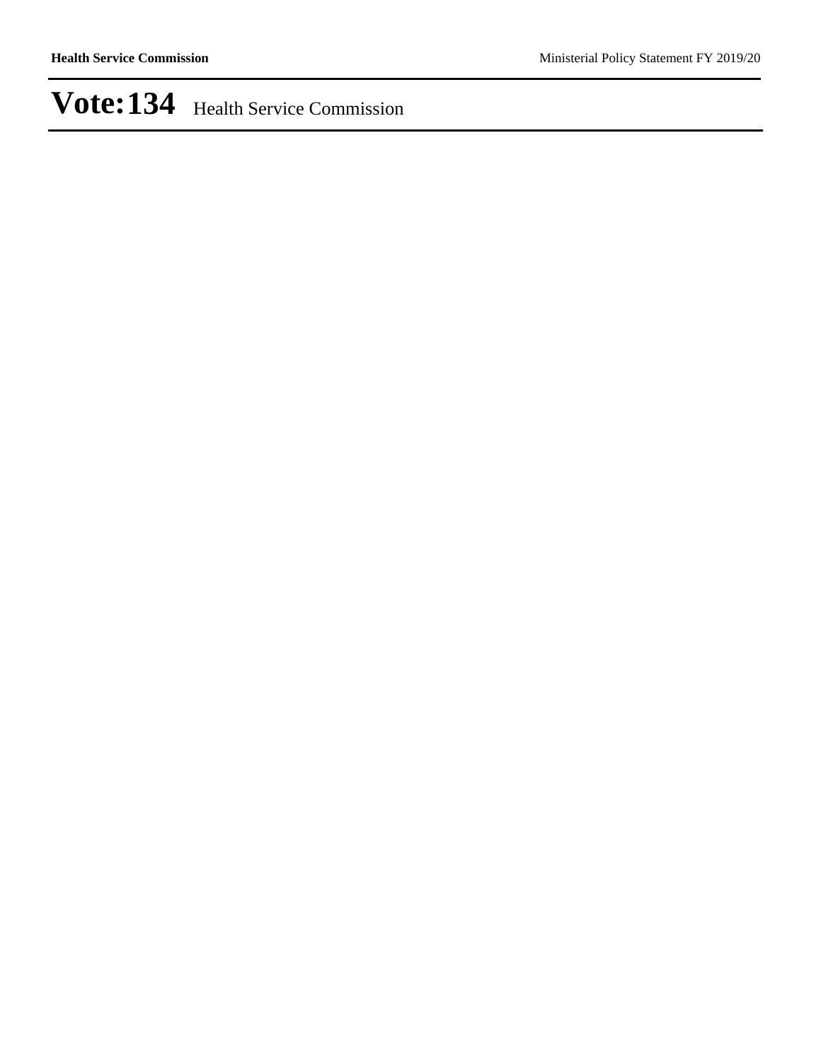# Vote:134 Health Service Commission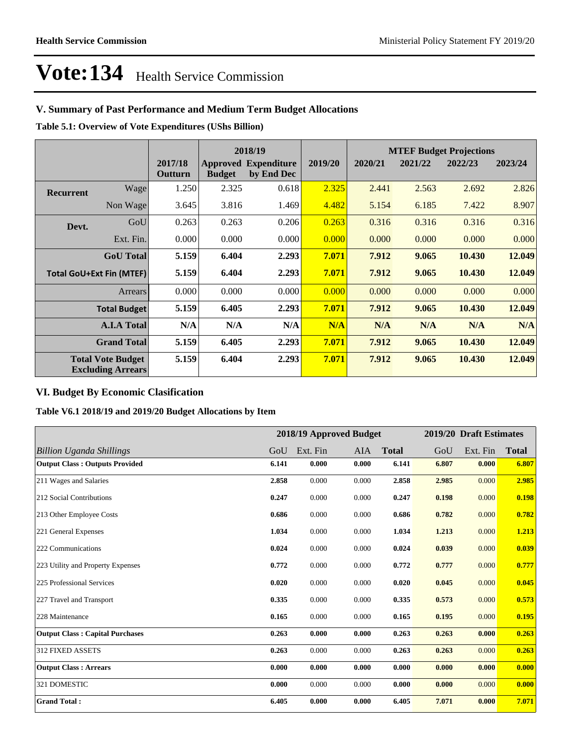# Vote:134 Health Service Commission

## V. Summary of Past Performance and Medium Term Budget Allocations

**Table 5.1: Overview of Vote Expenditures (UShs Billion)**

| | | 2017/18 Outturn | 2018/19 Approved Budget | 2018/19 Expenditure by End Dec | 2019/20 | MTEF Budget Projections 2020/21 | 2021/22 | 2022/23 | 2023/24 |
|---|---|---|---|---|---|---|---|---|---|
| **Recurrent** | Wage | 1.250 | 2.325 | 0.618 | 2.325 | 2.441 | 2.563 | 2.692 | 2.826 |
| | Non Wage | 3.645 | 3.816 | 1.469 | 4.482 | 5.154 | 6.185 | 7.422 | 8.907 |
| **Devt.** | GoU | 0.263 | 0.263 | 0.206 | 0.263 | 0.316 | 0.316 | 0.316 | 0.316 |
| | Ext. Fin. | 0.000 | 0.000 | 0.000 | 0.000 | 0.000 | 0.000 | 0.000 | 0.000 |
| | **GoU Total** | **5.159** | **6.404** | **2.293** | **7.071** | **7.912** | **9.065** | **10.430** | **12.049** |
| **Total GoU+Ext Fin (MTEF)** | | **5.159** | **6.404** | **2.293** | **7.071** | **7.912** | **9.065** | **10.430** | **12.049** |
| | Arrears | 0.000 | 0.000 | 0.000 | 0.000 | 0.000 | 0.000 | 0.000 | 0.000 |
| | **Total Budget** | **5.159** | **6.405** | **2.293** | **7.071** | **7.912** | **9.065** | **10.430** | **12.049** |
| | **A.I.A Total** | **N/A** | **N/A** | **N/A** | **N/A** | **N/A** | **N/A** | **N/A** | **N/A** |
| | **Grand Total** | **5.159** | **6.405** | **2.293** | **7.071** | **7.912** | **9.065** | **10.430** | **12.049** |
| **Total Vote Budget Excluding Arrears** | | **5.159** | **6.404** | **2.293** | **7.071** | **7.912** | **9.065** | **10.430** | **12.049** |

## VI. Budget By Economic Clasification

**Table V6.1 2018/19 and 2019/20 Budget Allocations by Item**

| | 2018/19 Approved Budget | | | | 2019/20 Draft Estimates | | |
|---|---|---|---|---|---|---|---|
| *Billion Uganda Shillings* | GoU | Ext. Fin | AIA | **Total** | GoU | Ext. Fin | **Total** |
| **Output Class : Outputs Provided** | **6.141** | **0.000** | **0.000** | **6.141** | **6.807** | **0.000** | **6.807** |
| 211 Wages and Salaries | **2.858** | 0.000 | 0.000 | **2.858** | **2.985** | 0.000 | **2.985** |
| 212 Social Contributions | **0.247** | 0.000 | 0.000 | **0.247** | **0.198** | 0.000 | **0.198** |
| 213 Other Employee Costs | **0.686** | 0.000 | 0.000 | **0.686** | **0.782** | 0.000 | **0.782** |
| 221 General Expenses | **1.034** | 0.000 | 0.000 | **1.034** | **1.213** | 0.000 | **1.213** |
| 222 Communications | **0.024** | 0.000 | 0.000 | **0.024** | **0.039** | 0.000 | **0.039** |
| 223 Utility and Property Expenses | **0.772** | 0.000 | 0.000 | **0.772** | **0.777** | 0.000 | **0.777** |
| 225 Professional Services | **0.020** | 0.000 | 0.000 | **0.020** | **0.045** | 0.000 | **0.045** |
| 227 Travel and Transport | **0.335** | 0.000 | 0.000 | **0.335** | **0.573** | 0.000 | **0.573** |
| 228 Maintenance | **0.165** | 0.000 | 0.000 | **0.165** | **0.195** | 0.000 | **0.195** |
| **Output Class : Capital Purchases** | **0.263** | **0.000** | **0.000** | **0.263** | **0.263** | **0.000** | **0.263** |
| 312 FIXED ASSETS | **0.263** | 0.000 | 0.000 | **0.263** | **0.263** | 0.000 | **0.263** |
| **Output Class : Arrears** | **0.000** | **0.000** | **0.000** | **0.000** | **0.000** | **0.000** | **0.000** |
| 321 DOMESTIC | **0.000** | 0.000 | 0.000 | **0.000** | **0.000** | 0.000 | **0.000** |
| **Grand Total :** | **6.405** | **0.000** | **0.000** | **6.405** | **7.071** | **0.000** | **7.071** |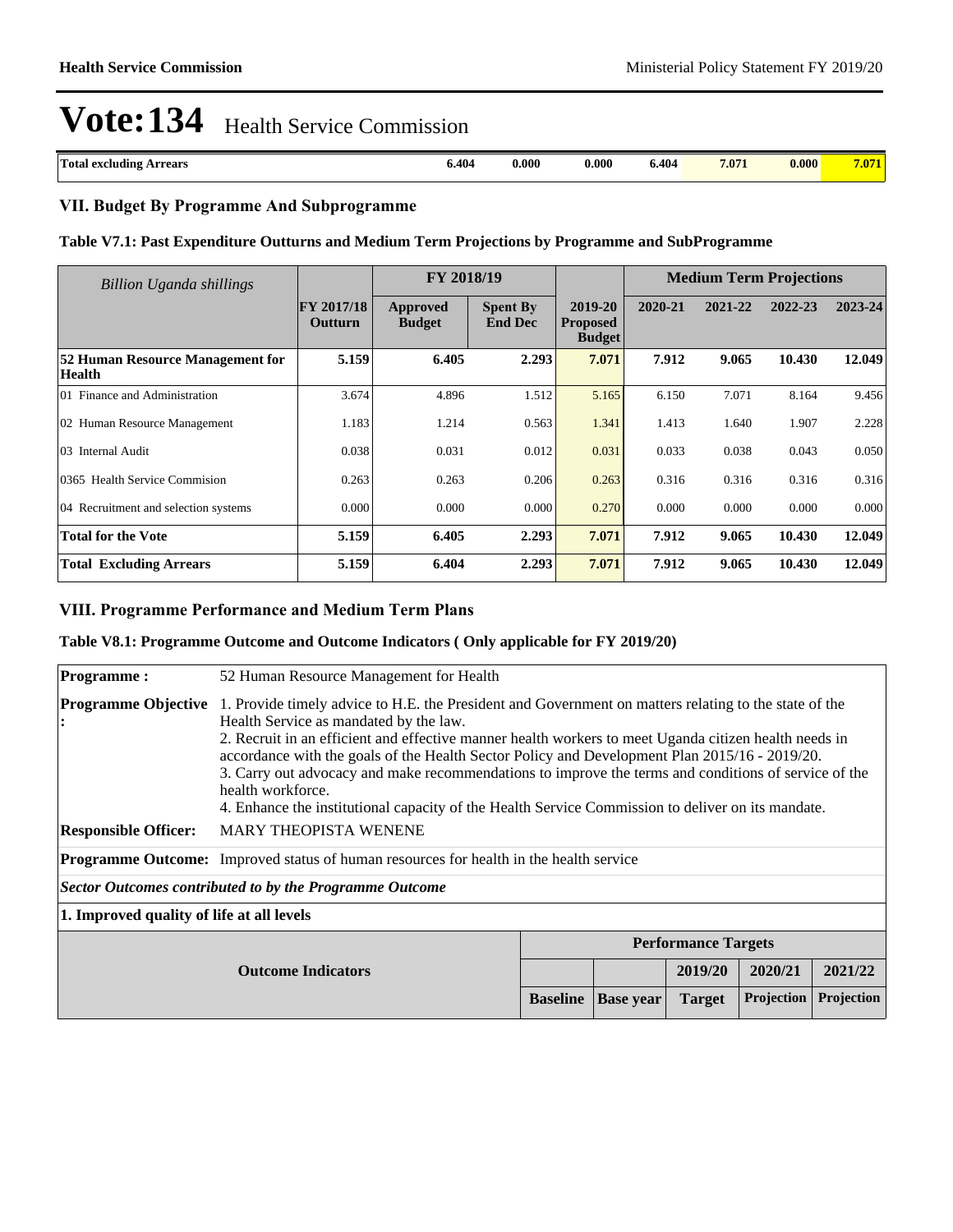# Vote:134 Health Service Commission

| Total excluding Arrears | 6.404 | 0.000 | 0.000 | 6.404 | 7.071 | 0.000 | 7.071 |
|---|---|---|---|---|---|---|---|

## VII. Budget By Programme And Subprogramme

### Table V7.1: Past Expenditure Outturns and Medium Term Projections by Programme and SubProgramme

| *Billion Uganda shillings* | | FY 2018/19 | | | Medium Term Projections | | | |
|---|---|---|---|---|---|---|---|---|
| | FY 2017/18 Outturn | Approved Budget | Spent By End Dec | 2019-20 Proposed Budget | 2020-21 | 2021-22 | 2022-23 | 2023-24 |
| **52 Human Resource Management for Health** | **5.159** | **6.405** | **2.293** | **7.071** | **7.912** | **9.065** | **10.430** | **12.049** |
| 01 Finance and Administration | 3.674 | 4.896 | 1.512 | 5.165 | 6.150 | 7.071 | 8.164 | 9.456 |
| 02 Human Resource Management | 1.183 | 1.214 | 0.563 | 1.341 | 1.413 | 1.640 | 1.907 | 2.228 |
| 03 Internal Audit | 0.038 | 0.031 | 0.012 | 0.031 | 0.033 | 0.038 | 0.043 | 0.050 |
| 0365 Health Service Commision | 0.263 | 0.263 | 0.206 | 0.263 | 0.316 | 0.316 | 0.316 | 0.316 |
| 04 Recruitment and selection systems | 0.000 | 0.000 | 0.000 | 0.270 | 0.000 | 0.000 | 0.000 | 0.000 |
| **Total for the Vote** | **5.159** | **6.405** | **2.293** | **7.071** | **7.912** | **9.065** | **10.430** | **12.049** |
| **Total Excluding Arrears** | **5.159** | **6.404** | **2.293** | **7.071** | **7.912** | **9.065** | **10.430** | **12.049** |

## VIII. Programme Performance and Medium Term Plans

### Table V8.1: Programme Outcome and Outcome Indicators ( Only applicable for FY 2019/20)

**Programme :** 52 Human Resource Management for Health

**Programme Objective :**
1. Provide timely advice to H.E. the President and Government on matters relating to the state of the Health Service as mandated by the law.
2. Recruit in an efficient and effective manner health workers to meet Uganda citizen health needs in accordance with the goals of the Health Sector Policy and Development Plan 2015/16 - 2019/20.
3. Carry out advocacy and make recommendations to improve the terms and conditions of service of the health workforce.
4. Enhance the institutional capacity of the Health Service Commission to deliver on its mandate.

**Responsible Officer:** MARY THEOPISTA WENENE

**Programme Outcome:** Improved status of human resources for health in the health service

***Sector Outcomes contributed to by the Programme Outcome***

**1. Improved quality of life at all levels**

| Outcome Indicators | | | Performance Targets | | |
|---|---|---|---|---|---|
| | | | 2019/20 | 2020/21 | 2021/22 |
| | Baseline | Base year | Target | Projection | Projection |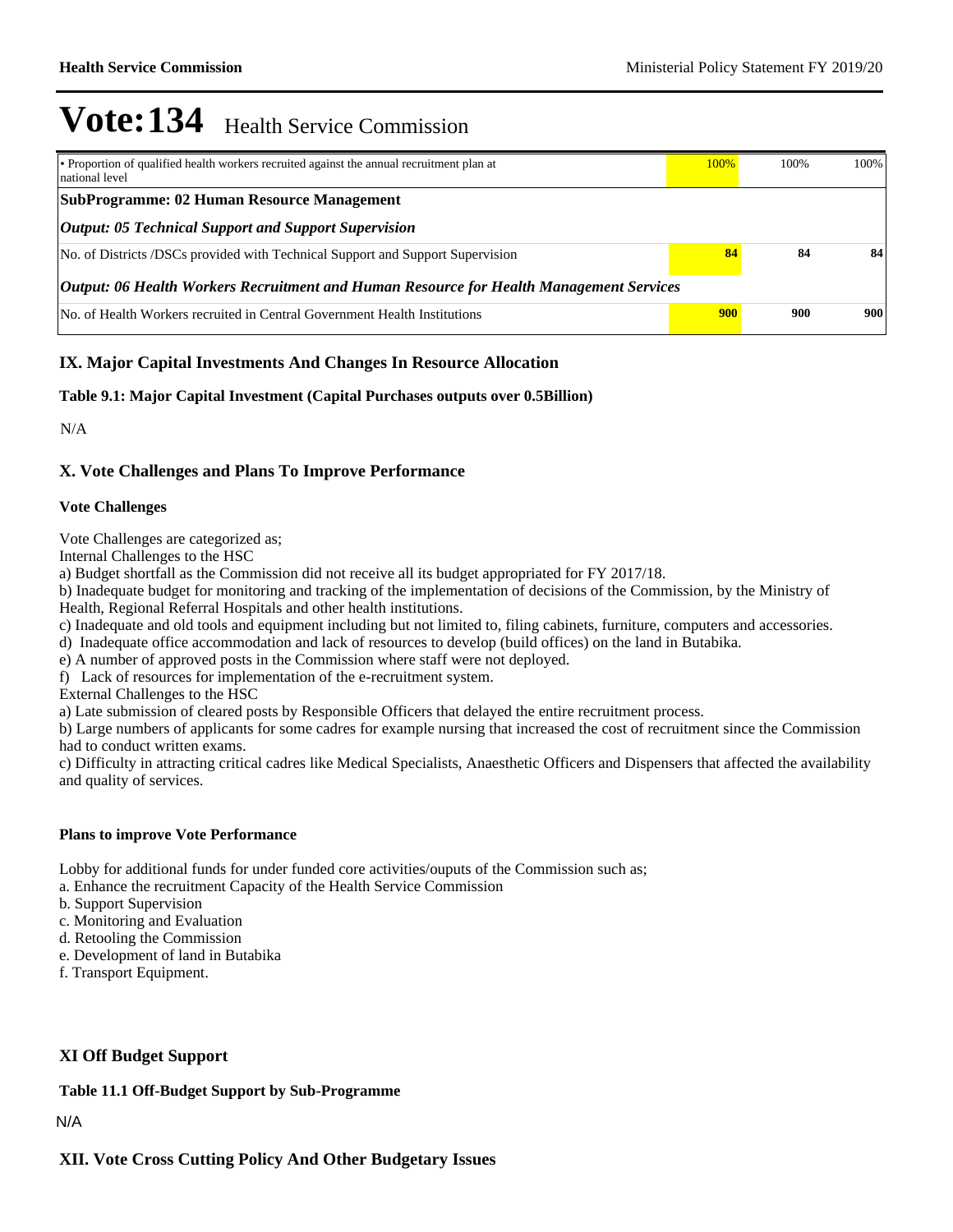# Vote:134 Health Service Commission

| | | | |
|---|---|---|---|
| • Proportion of qualified health workers recruited against the annual recruitment plan at national level | 100% | 100% | 100% |
| **SubProgramme: 02 Human Resource Management** | | | |
| ***Output: 05 Technical Support and Support Supervision*** | | | |
| No. of Districts /DSCs provided with Technical Support and Support Supervision | **84** | **84** | **84** |
| ***Output: 06 Health Workers Recruitment and Human Resource for Health Management Services*** | | | |
| No. of Health Workers recruited in Central Government Health Institutions | **900** | **900** | **900** |

## IX. Major Capital Investments And Changes In Resource Allocation

**Table 9.1: Major Capital Investment (Capital Purchases outputs over 0.5Billion)**

N/A

## X. Vote Challenges and Plans To Improve Performance

**Vote Challenges**

Vote Challenges are categorized as;
Internal Challenges to the HSC
a) Budget shortfall as the Commission did not receive all its budget appropriated for FY 2017/18.
b) Inadequate budget for monitoring and tracking of the implementation of decisions of the Commission, by the Ministry of Health, Regional Referral Hospitals and other health institutions.
c) Inadequate and old tools and equipment including but not limited to, filing cabinets, furniture, computers and accessories.
d) Inadequate office accommodation and lack of resources to develop (build offices) on the land in Butabika.
e) A number of approved posts in the Commission where staff were not deployed.
f) Lack of resources for implementation of the e-recruitment system.
External Challenges to the HSC
a) Late submission of cleared posts by Responsible Officers that delayed the entire recruitment process.
b) Large numbers of applicants for some cadres for example nursing that increased the cost of recruitment since the Commission had to conduct written exams.
c) Difficulty in attracting critical cadres like Medical Specialists, Anaesthetic Officers and Dispensers that affected the availability and quality of services.

**Plans to improve Vote Performance**

Lobby for additional funds for under funded core activities/ouputs of the Commission such as;
a. Enhance the recruitment Capacity of the Health Service Commission
b. Support Supervision
c. Monitoring and Evaluation
d. Retooling the Commission
e. Development of land in Butabika
f. Transport Equipment.

## XI Off Budget Support

**Table 11.1 Off-Budget Support by Sub-Programme**

N/A

## XII. Vote Cross Cutting Policy And Other Budgetary Issues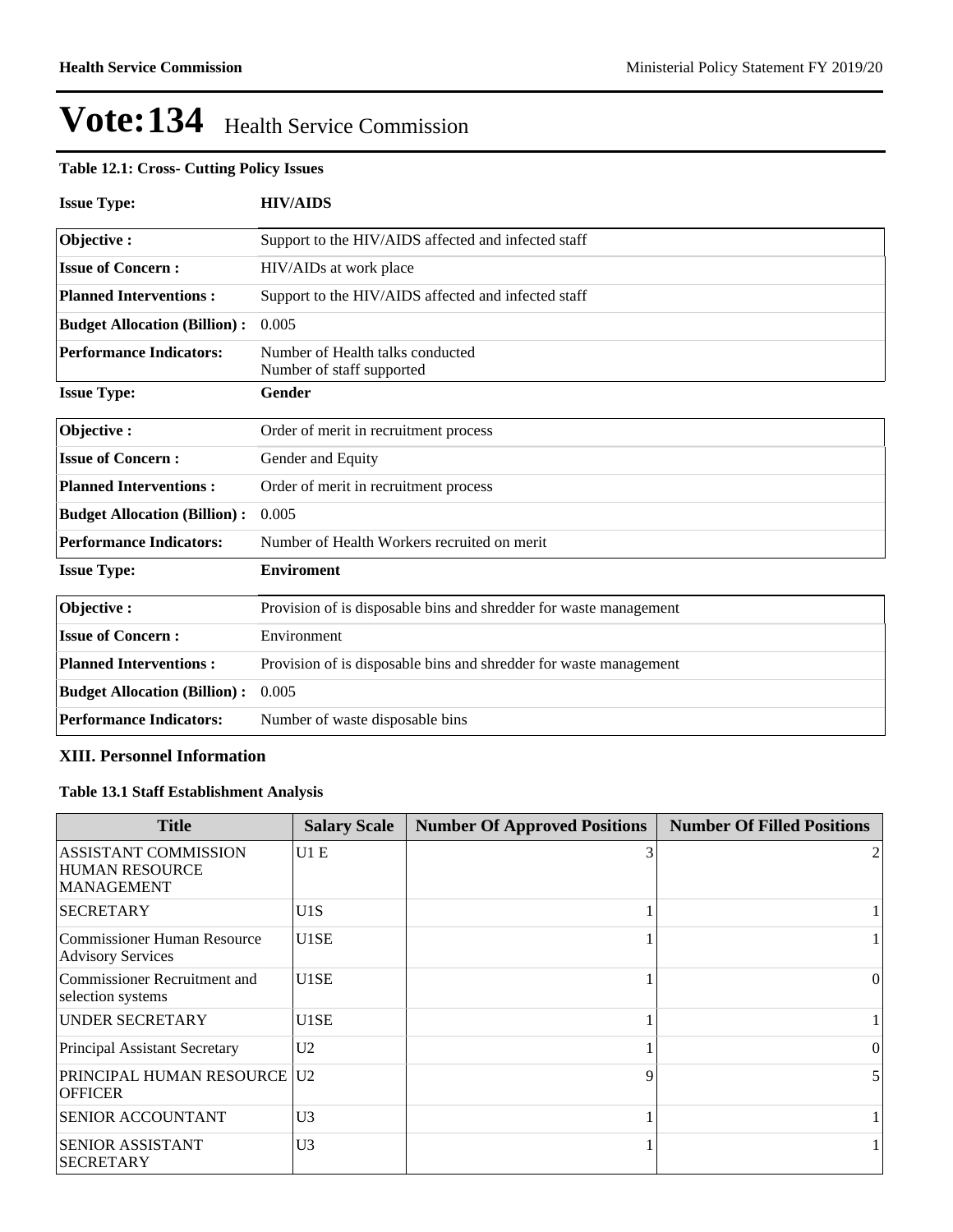# Vote:134 Health Service Commission

**Table 12.1: Cross- Cutting Policy Issues**

| **Issue Type:** | **HIV/AIDS** |
|---|---|
| **Objective :** | Support to the HIV/AIDS affected and infected staff |
| **Issue of Concern :** | HIV/AIDs at work place |
| **Planned Interventions :** | Support to the HIV/AIDS affected and infected staff |
| **Budget Allocation (Billion) :** | 0.005 |
| **Performance Indicators:** | Number of Health talks conducted<br>Number of staff supported |

| **Issue Type:** | **Gender** |
|---|---|
| **Objective :** | Order of merit in recruitment process |
| **Issue of Concern :** | Gender and Equity |
| **Planned Interventions :** | Order of merit in recruitment process |
| **Budget Allocation (Billion) :** | 0.005 |
| **Performance Indicators:** | Number of Health Workers recruited on merit |

| **Issue Type:** | **Enviroment** |
|---|---|
| **Objective :** | Provision of is disposable bins and shredder for waste management |
| **Issue of Concern :** | Environment |
| **Planned Interventions :** | Provision of is disposable bins and shredder for waste management |
| **Budget Allocation (Billion) :** | 0.005 |
| **Performance Indicators:** | Number of waste disposable bins |

## XIII. Personnel Information

**Table 13.1 Staff Establishment Analysis**

| Title | Salary Scale | Number Of Approved Positions | Number Of Filled Positions |
|---|---|---|---|
| ASSISTANT COMMISSION HUMAN RESOURCE MANAGEMENT | U1 E | 3 | 2 |
| SECRETARY | U1S | 1 | 1 |
| Commissioner Human Resource Advisory Services | U1SE | 1 | 1 |
| Commissioner Recruitment and selection systems | U1SE | 1 | 0 |
| UNDER SECRETARY | U1SE | 1 | 1 |
| Principal Assistant Secretary | U2 | 1 | 0 |
| PRINCIPAL HUMAN RESOURCE OFFICER | U2 | 9 | 5 |
| SENIOR ACCOUNTANT | U3 | 1 | 1 |
| SENIOR ASSISTANT SECRETARY | U3 | 1 | 1 |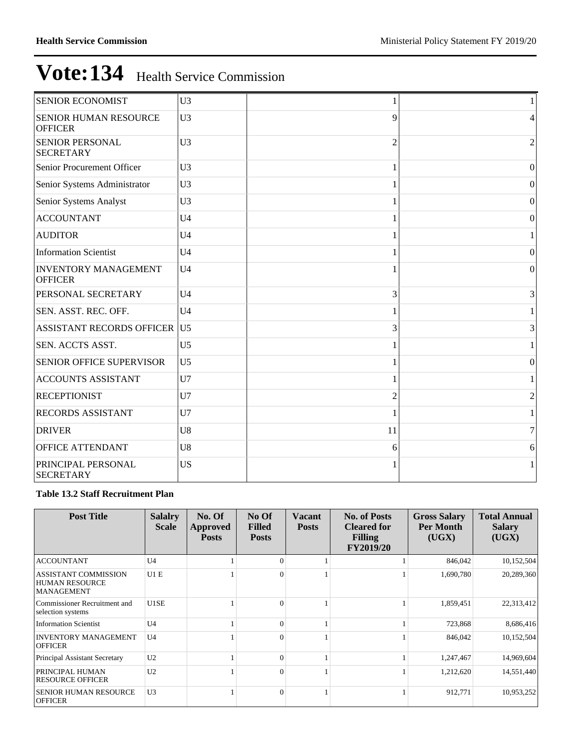# Vote:134 Health Service Commission

| | | | |
|---|---|---|---|
| SENIOR ECONOMIST | U3 | 1 | 1 |
| SENIOR HUMAN RESOURCE OFFICER | U3 | 9 | 4 |
| SENIOR PERSONAL SECRETARY | U3 | 2 | 2 |
| Senior Procurement Officer | U3 | 1 | 0 |
| Senior Systems Administrator | U3 | 1 | 0 |
| Senior Systems Analyst | U3 | 1 | 0 |
| ACCOUNTANT | U4 | 1 | 0 |
| AUDITOR | U4 | 1 | 1 |
| Information Scientist | U4 | 1 | 0 |
| INVENTORY MANAGEMENT OFFICER | U4 | 1 | 0 |
| PERSONAL SECRETARY | U4 | 3 | 3 |
| SEN. ASST. REC. OFF. | U4 | 1 | 1 |
| ASSISTANT RECORDS OFFICER | U5 | 3 | 3 |
| SEN. ACCTS ASST. | U5 | 1 | 1 |
| SENIOR OFFICE SUPERVISOR | U5 | 1 | 0 |
| ACCOUNTS ASSISTANT | U7 | 1 | 1 |
| RECEPTIONIST | U7 | 2 | 2 |
| RECORDS ASSISTANT | U7 | 1 | 1 |
| DRIVER | U8 | 11 | 7 |
| OFFICE ATTENDANT | U8 | 6 | 6 |
| PRINCIPAL PERSONAL SECRETARY | US | 1 | 1 |

**Table 13.2 Staff Recruitment Plan**

| Post Title | Salalry Scale | No. Of Approved Posts | No Of Filled Posts | Vacant Posts | No. of Posts Cleared for Filling FY2019/20 | Gross Salary Per Month (UGX) | Total Annual Salary (UGX) |
|---|---|---|---|---|---|---|---|
| ACCOUNTANT | U4 | 1 | 0 | 1 | 1 | 846,042 | 10,152,504 |
| ASSISTANT COMMISSION HUMAN RESOURCE MANAGEMENT | U1 E | 1 | 0 | 1 | 1 | 1,690,780 | 20,289,360 |
| Commissioner Recruitment and selection systems | U1SE | 1 | 0 | 1 | 1 | 1,859,451 | 22,313,412 |
| Information Scientist | U4 | 1 | 0 | 1 | 1 | 723,868 | 8,686,416 |
| INVENTORY MANAGEMENT OFFICER | U4 | 1 | 0 | 1 | 1 | 846,042 | 10,152,504 |
| Principal Assistant Secretary | U2 | 1 | 0 | 1 | 1 | 1,247,467 | 14,969,604 |
| PRINCIPAL HUMAN RESOURCE OFFICER | U2 | 1 | 0 | 1 | 1 | 1,212,620 | 14,551,440 |
| SENIOR HUMAN RESOURCE OFFICER | U3 | 1 | 0 | 1 | 1 | 912,771 | 10,953,252 |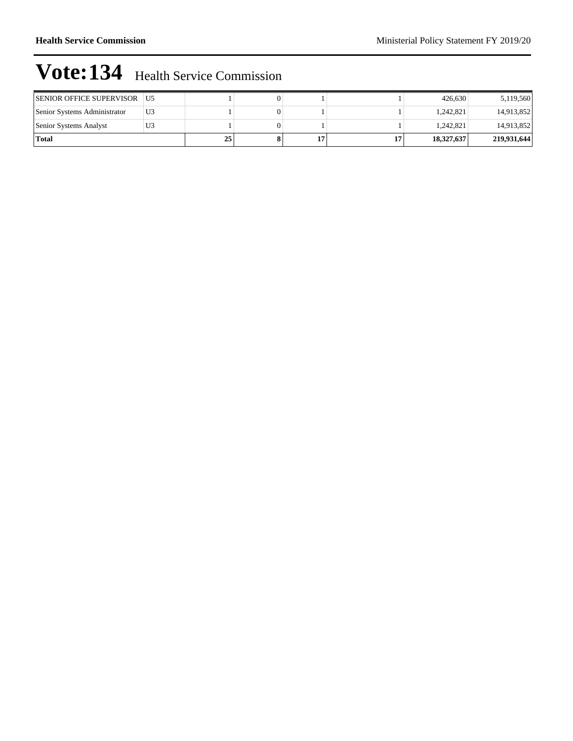# Vote:134 Health Service Commission

| | | | | | | | |
|---|---|---|---|---|---|---|---|
| SENIOR OFFICE SUPERVISOR | U5 | 1 | 0 | 1 | 1 | 426,630 | 5,119,560 |
| Senior Systems Administrator | U3 | 1 | 0 | 1 | 1 | 1,242,821 | 14,913,852 |
| Senior Systems Analyst | U3 | 1 | 0 | 1 | 1 | 1,242,821 | 14,913,852 |
| **Total** | | **25** | **8** | **17** | **17** | **18,327,637** | **219,931,644** |